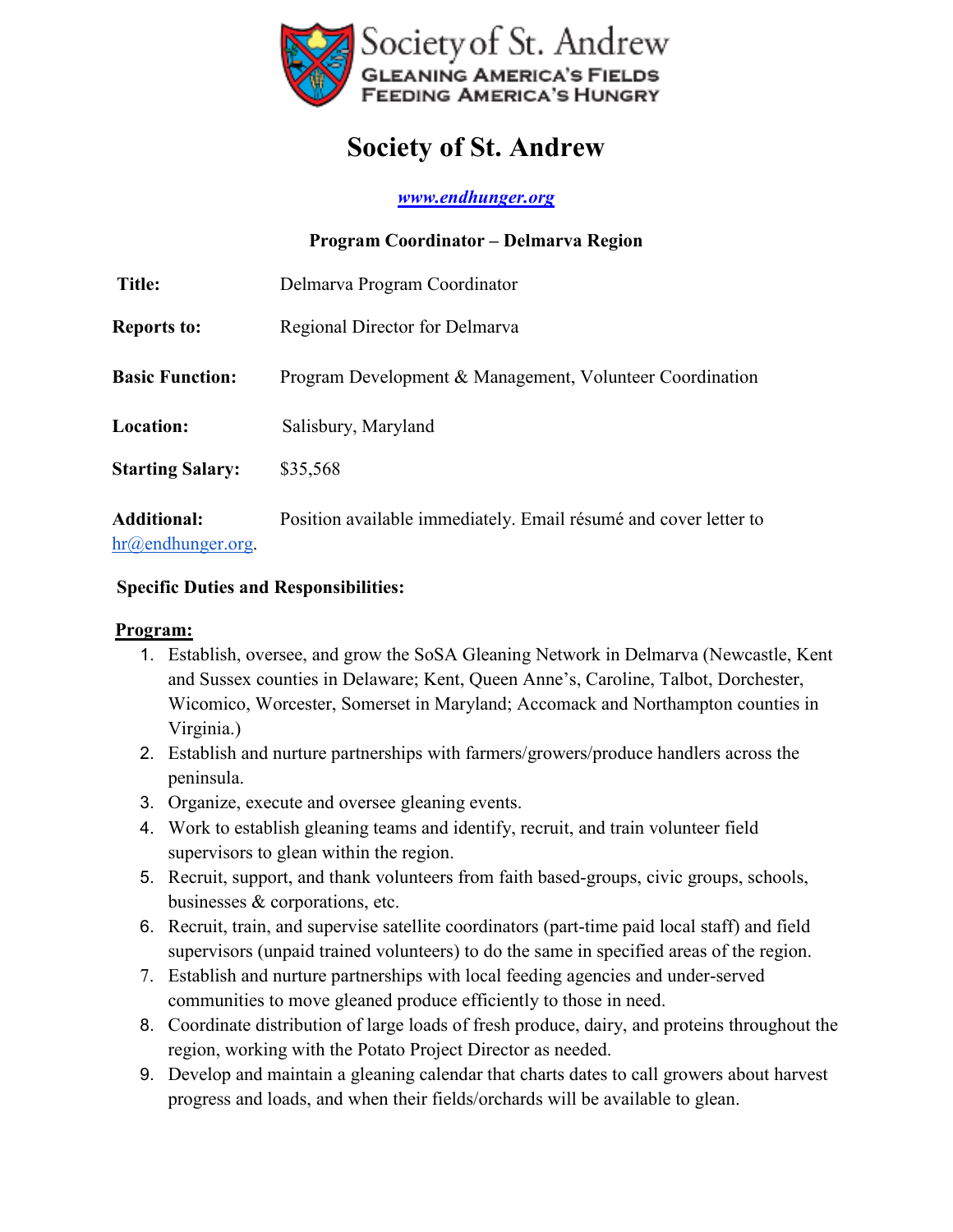Society of St. Andrew

GLEANING AMERICA'S FIELDS
FEEDING AMERICA'S HUNGRY

# Society of St. Andrew

*[www.endhunger.org](http://www.endhunger.org)*

**Program Coordinator – Delmarva Region**

| | |
|---|---|
| **Title:** | Delmarva Program Coordinator |
| **Reports to:** | Regional Director for Delmarva |
| **Basic Function:** | Program Development & Management, Volunteer Coordination |
| **Location:** | Salisbury, Maryland |
| **Starting Salary:** | $35,568 |

**Additional:** Position available immediately. Email résumé and cover letter to [hr@endhunger.org](mailto:hr@endhunger.org).

**Specific Duties and Responsibilities:**

**Program:**

1. Establish, oversee, and grow the SoSA Gleaning Network in Delmarva (Newcastle, Kent and Sussex counties in Delaware; Kent, Queen Anne's, Caroline, Talbot, Dorchester, Wicomico, Worcester, Somerset in Maryland; Accomack and Northampton counties in Virginia.)
2. Establish and nurture partnerships with farmers/growers/produce handlers across the peninsula.
3. Organize, execute and oversee gleaning events.
4. Work to establish gleaning teams and identify, recruit, and train volunteer field supervisors to glean within the region.
5. Recruit, support, and thank volunteers from faith based-groups, civic groups, schools, businesses & corporations, etc.
6. Recruit, train, and supervise satellite coordinators (part-time paid local staff) and field supervisors (unpaid trained volunteers) to do the same in specified areas of the region.
7. Establish and nurture partnerships with local feeding agencies and under-served communities to move gleaned produce efficiently to those in need.
8. Coordinate distribution of large loads of fresh produce, dairy, and proteins throughout the region, working with the Potato Project Director as needed.
9. Develop and maintain a gleaning calendar that charts dates to call growers about harvest progress and loads, and when their fields/orchards will be available to glean.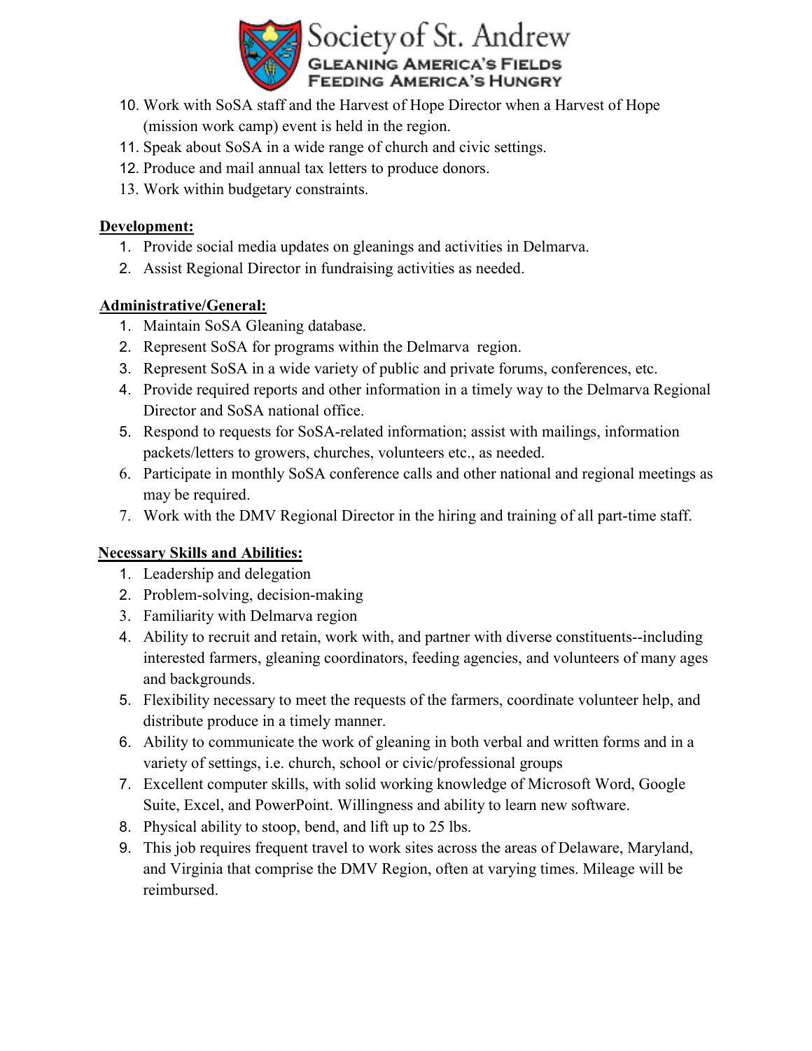10. Work with SoSA staff and the Harvest of Hope Director when a Harvest of Hope (mission work camp) event is held in the region.
11. Speak about SoSA in a wide range of church and civic settings.
12. Produce and mail annual tax letters to produce donors.
13. Work within budgetary constraints.

**Development:**

1. Provide social media updates on gleanings and activities in Delmarva.
2. Assist Regional Director in fundraising activities as needed.

**Administrative/General:**

1. Maintain SoSA Gleaning database.
2. Represent SoSA for programs within the Delmarva region.
3. Represent SoSA in a wide variety of public and private forums, conferences, etc.
4. Provide required reports and other information in a timely way to the Delmarva Regional Director and SoSA national office.
5. Respond to requests for SoSA-related information; assist with mailings, information packets/letters to growers, churches, volunteers etc., as needed.
6. Participate in monthly SoSA conference calls and other national and regional meetings as may be required.
7. Work with the DMV Regional Director in the hiring and training of all part-time staff.

**Necessary Skills and Abilities:**

1. Leadership and delegation
2. Problem-solving, decision-making
3. Familiarity with Delmarva region
4. Ability to recruit and retain, work with, and partner with diverse constituents--including interested farmers, gleaning coordinators, feeding agencies, and volunteers of many ages and backgrounds.
5. Flexibility necessary to meet the requests of the farmers, coordinate volunteer help, and distribute produce in a timely manner.
6. Ability to communicate the work of gleaning in both verbal and written forms and in a variety of settings, i.e. church, school or civic/professional groups
7. Excellent computer skills, with solid working knowledge of Microsoft Word, Google Suite, Excel, and PowerPoint. Willingness and ability to learn new software.
8. Physical ability to stoop, bend, and lift up to 25 lbs.
9. This job requires frequent travel to work sites across the areas of Delaware, Maryland, and Virginia that comprise the DMV Region, often at varying times. Mileage will be reimbursed.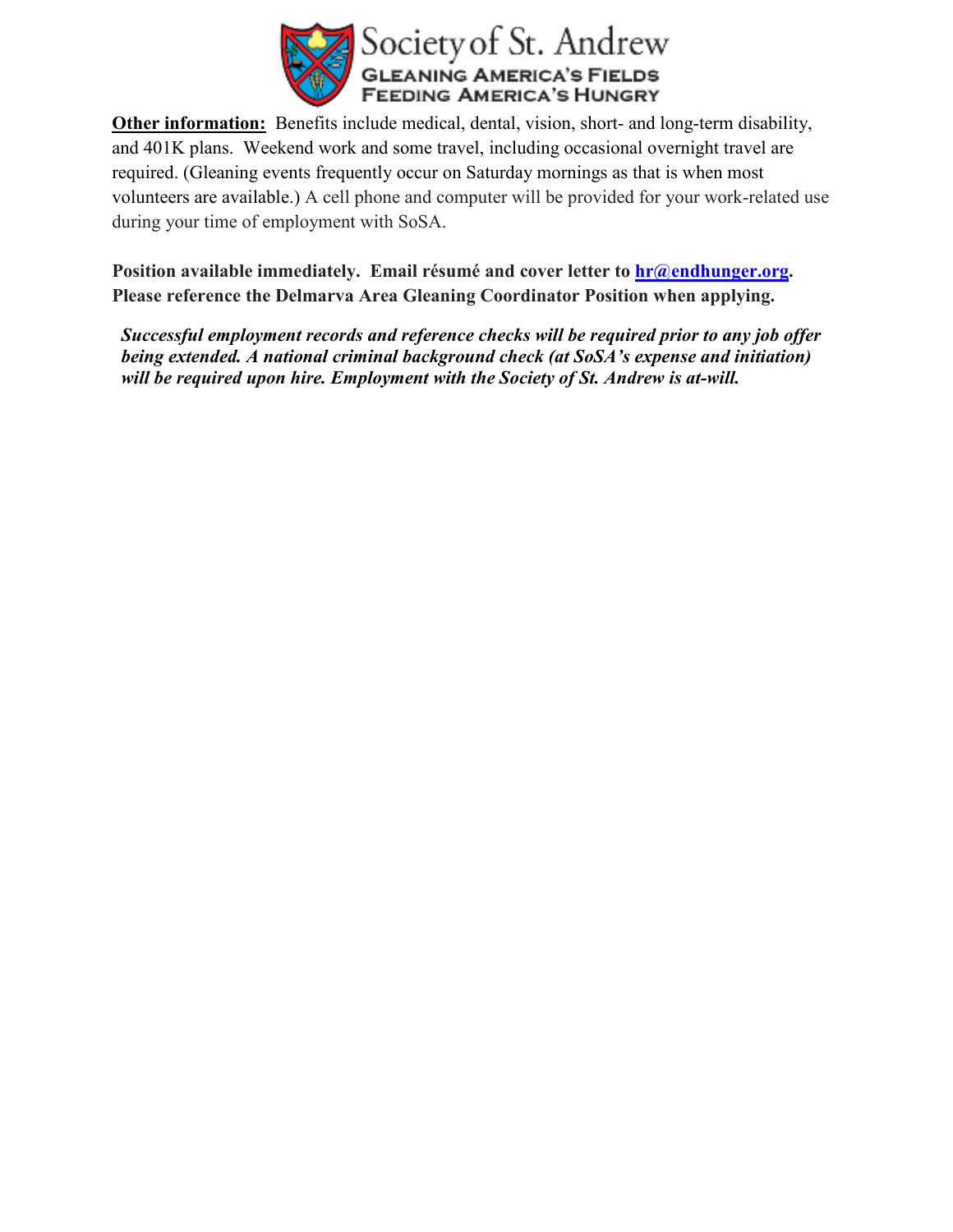**Other information:** Benefits include medical, dental, vision, short- and long-term disability, and 401K plans. Weekend work and some travel, including occasional overnight travel are required. (Gleaning events frequently occur on Saturday mornings as that is when most volunteers are available.) A cell phone and computer will be provided for your work-related use during your time of employment with SoSA.

**Position available immediately. Email résumé and cover letter to hr@endhunger.org. Please reference the Delmarva Area Gleaning Coordinator Position when applying.**

***Successful employment records and reference checks will be required prior to any job offer being extended. A national criminal background check (at SoSA's expense and initiation) will be required upon hire. Employment with the Society of St. Andrew is at-will.***